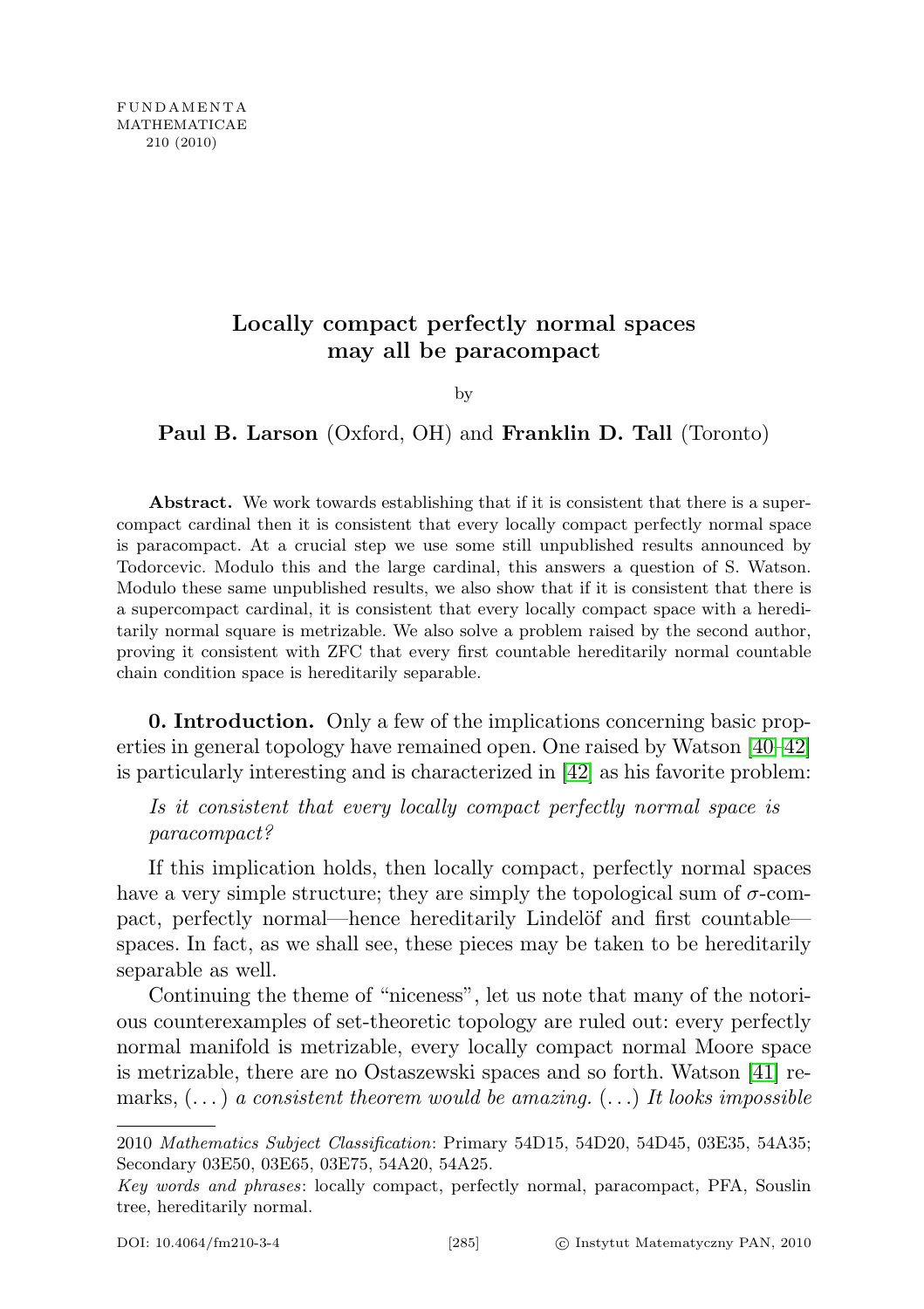FUNDAMENTA MATHEMATICAE 210 (2010)

# Locally compact perfectly normal spaces may all be paracompact

by

**Paul B. Larson** (Oxford, OH) and **Franklin D. Tall** (Toronto)

**Abstract.** We work towards establishing that if it is consistent that there is a supercompact cardinal then it is consistent that every locally compact perfectly normal space is paracompact. At a crucial step we use some still unpublished results announced by Todorcevic. Modulo this and the large cardinal, this answers a question of S. Watson. Modulo these same unpublished results, we also show that if it is consistent that there is a supercompact cardinal, it is consistent that every locally compact space with a hereditarily normal square is metrizable. We also solve a problem raised by the second author, proving it consistent with ZFC that every first countable hereditarily normal countable chain condition space is hereditarily separable.

**0. Introduction.** Only a few of the implications concerning basic properties in general topology have remained open. One raised by Watson [40–42] is particularly interesting and is characterized in [42] as his favorite problem:

*Is it consistent that every locally compact perfectly normal space is paracompact?*

If this implication holds, then locally compact, perfectly normal spaces have a very simple structure; they are simply the topological sum of $\sigma$-compact, perfectly normal—hence hereditarily Lindelöf and first countable—spaces. In fact, as we shall see, these pieces may be taken to be hereditarily separable as well.

Continuing the theme of "niceness", let us note that many of the notorious counterexamples of set-theoretic topology are ruled out: every perfectly normal manifold is metrizable, every locally compact normal Moore space is metrizable, there are no Ostaszewski spaces and so forth. Watson [41] remarks, (...) *a consistent theorem would be amazing.* (...) *It looks impossible*

2010 *Mathematics Subject Classification*: Primary 54D15, 54D20, 54D45, 03E35, 54A35; Secondary 03E50, 03E65, 03E75, 54A20, 54A25.

*Key words and phrases*: locally compact, perfectly normal, paracompact, PFA, Souslin tree, hereditarily normal.

DOI: 10.4064/fm210-3-4 © Instytut Matematyczny PAN, 2010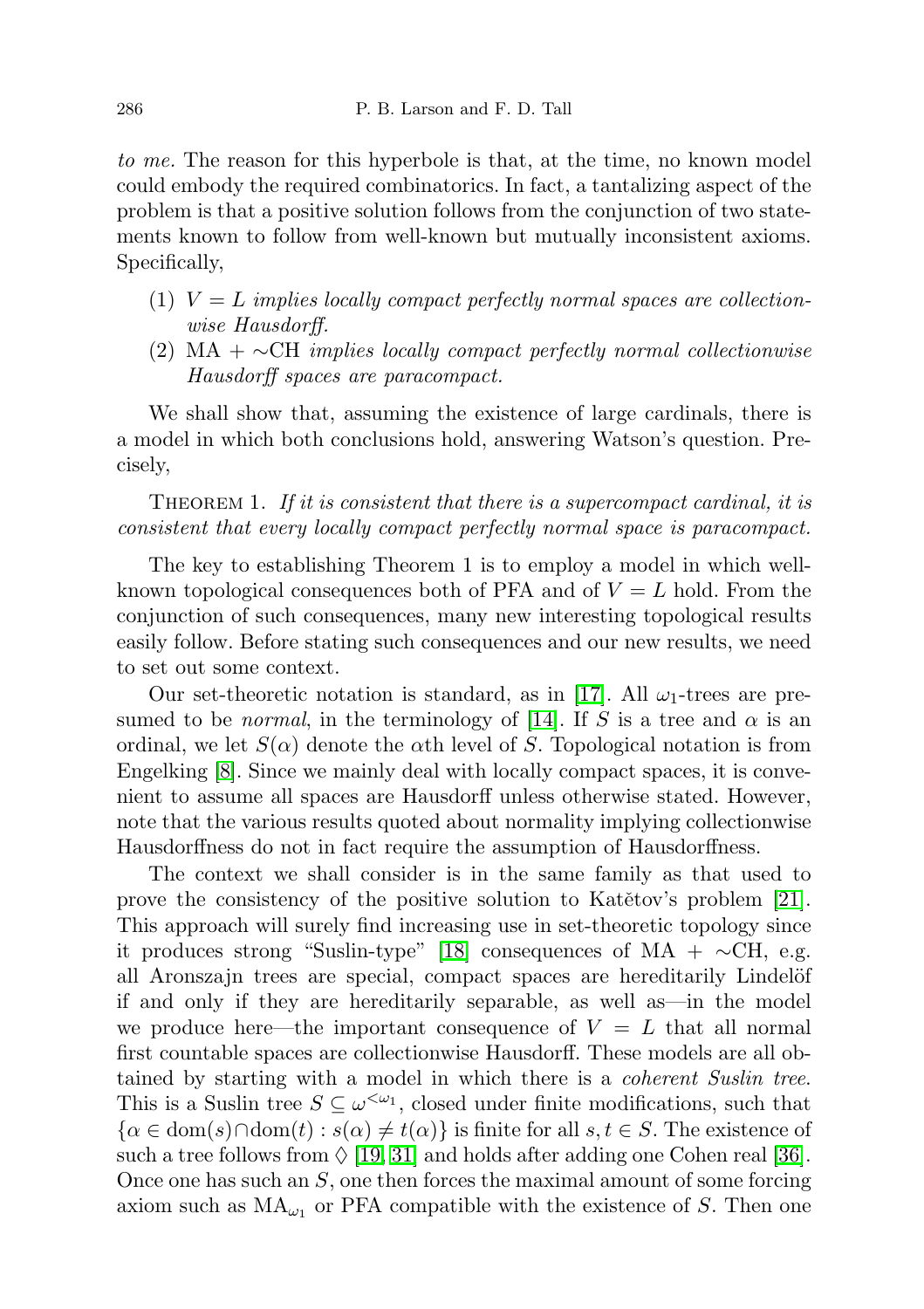*to me.* The reason for this hyperbole is that, at the time, no known model could embody the required combinatorics. In fact, a tantalizing aspect of the problem is that a positive solution follows from the conjunction of two statements known to follow from well-known but mutually inconsistent axioms. Specifically,

(1) $V = L$ *implies locally compact perfectly normal spaces are collectionwise Hausdorff.*

(2) MA + $\sim$CH *implies locally compact perfectly normal collectionwise Hausdorff spaces are paracompact.*

We shall show that, assuming the existence of large cardinals, there is a model in which both conclusions hold, answering Watson's question. Precisely,

Theorem 1. *If it is consistent that there is a supercompact cardinal, it is consistent that every locally compact perfectly normal space is paracompact.*

The key to establishing Theorem 1 is to employ a model in which well-known topological consequences both of PFA and of $V = L$ hold. From the conjunction of such consequences, many new interesting topological results easily follow. Before stating such consequences and our new results, we need to set out some context.

Our set-theoretic notation is standard, as in [17]. All $\omega_1$-trees are presumed to be *normal*, in the terminology of [14]. If $S$ is a tree and $\alpha$ is an ordinal, we let $S(\alpha)$ denote the $\alpha$th level of $S$. Topological notation is from Engelking [8]. Since we mainly deal with locally compact spaces, it is convenient to assume all spaces are Hausdorff unless otherwise stated. However, note that the various results quoted about normality implying collectionwise Hausdorffness do not in fact require the assumption of Hausdorffness.

The context we shall consider is in the same family as that used to prove the consistency of the positive solution to Katětov's problem [21]. This approach will surely find increasing use in set-theoretic topology since it produces strong "Suslin-type" [18] consequences of MA + $\sim$CH, e.g. all Aronszajn trees are special, compact spaces are hereditarily Lindelöf if and only if they are hereditarily separable, as well as—in the model we produce here—the important consequence of $V = L$ that all normal first countable spaces are collectionwise Hausdorff. These models are all obtained by starting with a model in which there is a *coherent Suslin tree*. This is a Suslin tree $S \subseteq \omega^{<\omega_1}$, closed under finite modifications, such that $\{\alpha \in \mathrm{dom}(s) \cap \mathrm{dom}(t) : s(\alpha) \neq t(\alpha)\}$ is finite for all $s, t \in S$. The existence of such a tree follows from $\diamondsuit$ [19, 31] and holds after adding one Cohen real [36]. Once one has such an $S$, one then forces the maximal amount of some forcing axiom such as $\mathrm{MA}_{\omega_1}$ or PFA compatible with the existence of $S$. Then one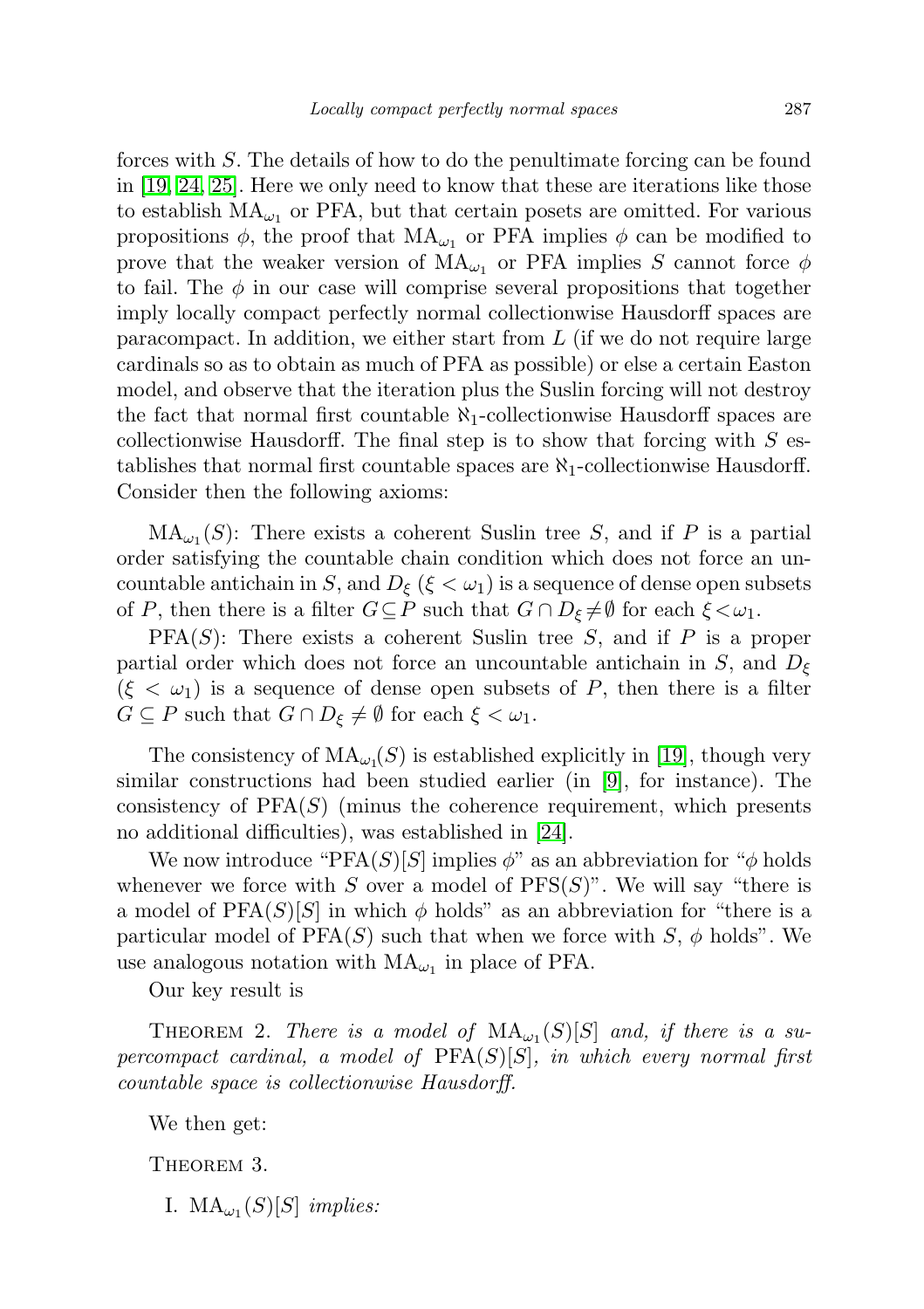forces with $S$. The details of how to do the penultimate forcing can be found in [19, 24, 25]. Here we only need to know that these are iterations like those to establish $\mathrm{MA}_{\omega_1}$ or PFA, but that certain posets are omitted. For various propositions $\phi$, the proof that $\mathrm{MA}_{\omega_1}$ or PFA implies $\phi$ can be modified to prove that the weaker version of $\mathrm{MA}_{\omega_1}$ or PFA implies $S$ cannot force $\phi$ to fail. The $\phi$ in our case will comprise several propositions that together imply locally compact perfectly normal collectionwise Hausdorff spaces are paracompact. In addition, we either start from $L$ (if we do not require large cardinals so as to obtain as much of PFA as possible) or else a certain Easton model, and observe that the iteration plus the Suslin forcing will not destroy the fact that normal first countable $\aleph_1$-collectionwise Hausdorff spaces are collectionwise Hausdorff. The final step is to show that forcing with $S$ establishes that normal first countable spaces are $\aleph_1$-collectionwise Hausdorff. Consider then the following axioms:

$\mathrm{MA}_{\omega_1}(S)$: There exists a coherent Suslin tree $S$, and if $P$ is a partial order satisfying the countable chain condition which does not force an uncountable antichain in $S$, and $D_\xi$ ($\xi < \omega_1$) is a sequence of dense open subsets of $P$, then there is a filter $G \subseteq P$ such that $G \cap D_\xi \neq \emptyset$ for each $\xi < \omega_1$.

$\mathrm{PFA}(S)$: There exists a coherent Suslin tree $S$, and if $P$ is a proper partial order which does not force an uncountable antichain in $S$, and $D_\xi$ ($\xi < \omega_1$) is a sequence of dense open subsets of $P$, then there is a filter $G \subseteq P$ such that $G \cap D_\xi \neq \emptyset$ for each $\xi < \omega_1$.

The consistency of $\mathrm{MA}_{\omega_1}(S)$ is established explicitly in [19], though very similar constructions had been studied earlier (in [9], for instance). The consistency of $\mathrm{PFA}(S)$ (minus the coherence requirement, which presents no additional difficulties), was established in [24].

We now introduce "$\mathrm{PFA}(S)[S]$ implies $\phi$" as an abbreviation for "$\phi$ holds whenever we force with $S$ over a model of $\mathrm{PFS}(S)$". We will say "there is a model of $\mathrm{PFA}(S)[S]$ in which $\phi$ holds" as an abbreviation for "there is a particular model of $\mathrm{PFA}(S)$ such that when we force with $S$, $\phi$ holds". We use analogous notation with $\mathrm{MA}_{\omega_1}$ in place of PFA.

Our key result is

Theorem 2. *There is a model of* $\mathrm{MA}_{\omega_1}(S)[S]$ *and, if there is a supercompact cardinal, a model of* $\mathrm{PFA}(S)[S]$*, in which every normal first countable space is collectionwise Hausdorff.*

We then get:

Theorem 3.

I. $\mathrm{MA}_{\omega_1}(S)[S]$ *implies:*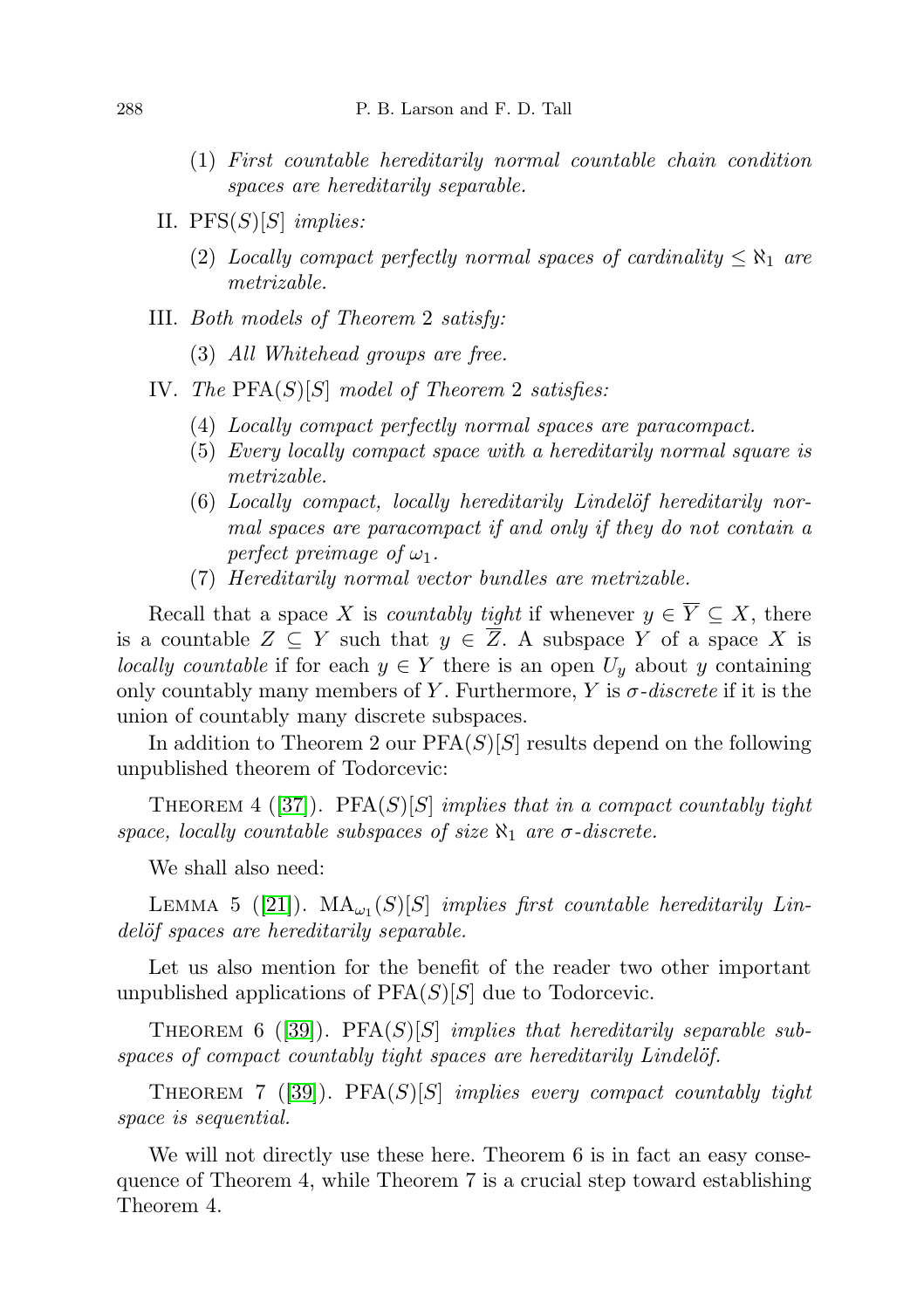(1) *First countable hereditarily normal countable chain condition spaces are hereditarily separable.*

II. PFS$(S)[S]$ *implies:*

(2) *Locally compact perfectly normal spaces of cardinality $\leq \aleph_1$ are metrizable.*

III. *Both models of Theorem* 2 *satisfy:*

(3) *All Whitehead groups are free.*

IV. *The* PFA$(S)[S]$ *model of Theorem* 2 *satisfies:*

(4) *Locally compact perfectly normal spaces are paracompact.*

(5) *Every locally compact space with a hereditarily normal square is metrizable.*

(6) *Locally compact, locally hereditarily Lindelöf hereditarily normal spaces are paracompact if and only if they do not contain a perfect preimage of $\omega_1$.*

(7) *Hereditarily normal vector bundles are metrizable.*

Recall that a space $X$ is *countably tight* if whenever $y \in \overline{Y} \subseteq X$, there is a countable $Z \subseteq Y$ such that $y \in \overline{Z}$. A subspace $Y$ of a space $X$ is *locally countable* if for each $y \in Y$ there is an open $U_y$ about $y$ containing only countably many members of $Y$. Furthermore, $Y$ is $\sigma$*-discrete* if it is the union of countably many discrete subspaces.

In addition to Theorem 2 our PFA$(S)[S]$ results depend on the following unpublished theorem of Todorcevic:

Theorem 4 ([37]). PFA$(S)[S]$ *implies that in a compact countably tight space, locally countable subspaces of size $\aleph_1$ are $\sigma$-discrete.*

We shall also need:

Lemma 5 ([21]). $\mathrm{MA}_{\omega_1}(S)[S]$ *implies first countable hereditarily Lindelöf spaces are hereditarily separable.*

Let us also mention for the benefit of the reader two other important unpublished applications of PFA$(S)[S]$ due to Todorcevic.

Theorem 6 ([39]). PFA$(S)[S]$ *implies that hereditarily separable subspaces of compact countably tight spaces are hereditarily Lindelöf.*

Theorem 7 ([39]). PFA$(S)[S]$ *implies every compact countably tight space is sequential.*

We will not directly use these here. Theorem 6 is in fact an easy consequence of Theorem 4, while Theorem 7 is a crucial step toward establishing Theorem 4.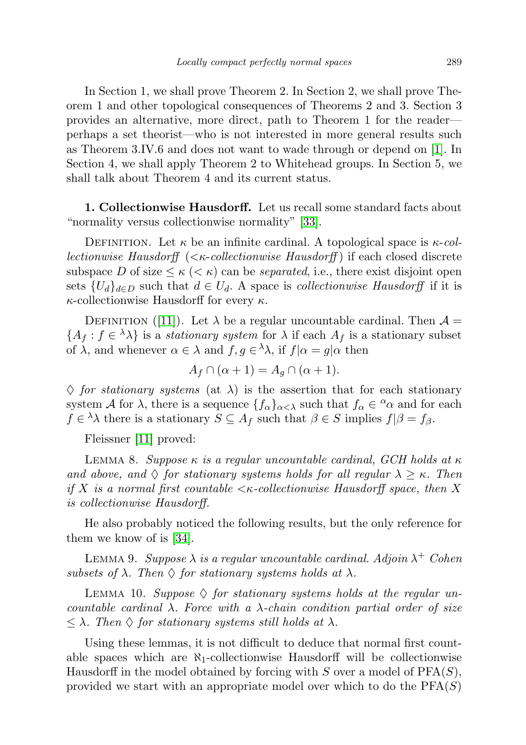In Section 1, we shall prove Theorem 2. In Section 2, we shall prove Theorem 1 and other topological consequences of Theorems 2 and 3. Section 3 provides an alternative, more direct, path to Theorem 1 for the reader—perhaps a set theorist—who is not interested in more general results such as Theorem 3.IV.6 and does not want to wade through or depend on [1]. In Section 4, we shall apply Theorem 2 to Whitehead groups. In Section 5, we shall talk about Theorem 4 and its current status.

**1. Collectionwise Hausdorff.** Let us recall some standard facts about "normality versus collectionwise normality" [33].

Definition. Let $\kappa$ be an infinite cardinal. A topological space is *$\kappa$-collectionwise Hausdorff* (*$<\kappa$-collectionwise Hausdorff*) if each closed discrete subspace $D$ of size $\leq \kappa$ ($< \kappa$) can be *separated*, i.e., there exist disjoint open sets $\{U_d\}_{d\in D}$ such that $d \in U_d$. A space is *collectionwise Hausdorff* if it is $\kappa$-collectionwise Hausdorff for every $\kappa$.

Definition ([11]). Let $\lambda$ be a regular uncountable cardinal. Then $\mathcal{A} = \{A_f : f \in {}^{\lambda}\lambda\}$ is a *stationary system* for $\lambda$ if each $A_f$ is a stationary subset of $\lambda$, and whenever $\alpha \in \lambda$ and $f, g \in {}^{\lambda}\lambda$, if $f|\alpha = g|\alpha$ then

$$A_f \cap (\alpha + 1) = A_g \cap (\alpha + 1).$$

$\diamondsuit$ *for stationary systems* (at $\lambda$) is the assertion that for each stationary system $\mathcal{A}$ for $\lambda$, there is a sequence $\{f_\alpha\}_{\alpha<\lambda}$ such that $f_\alpha \in {}^{\alpha}\alpha$ and for each $f \in {}^{\lambda}\lambda$ there is a stationary $S \subseteq A_f$ such that $\beta \in S$ implies $f|\beta = f_\beta$.

Fleissner [11] proved:

Lemma 8. *Suppose $\kappa$ is a regular uncountable cardinal, GCH holds at $\kappa$ and above, and $\diamondsuit$ for stationary systems holds for all regular $\lambda \geq \kappa$. Then if $X$ is a normal first countable $<\kappa$-collectionwise Hausdorff space, then $X$ is collectionwise Hausdorff.*

He also probably noticed the following results, but the only reference for them we know of is [34].

Lemma 9. *Suppose $\lambda$ is a regular uncountable cardinal. Adjoin $\lambda^+$ Cohen subsets of $\lambda$. Then $\diamondsuit$ for stationary systems holds at $\lambda$.*

Lemma 10. *Suppose $\diamondsuit$ for stationary systems holds at the regular uncountable cardinal $\lambda$. Force with a $\lambda$-chain condition partial order of size $\leq \lambda$. Then $\diamondsuit$ for stationary systems still holds at $\lambda$.*

Using these lemmas, it is not difficult to deduce that normal first countable spaces which are $\aleph_1$-collectionwise Hausdorff will be collectionwise Hausdorff in the model obtained by forcing with $S$ over a model of $\mathrm{PFA}(S)$, provided we start with an appropriate model over which to do the $\mathrm{PFA}(S)$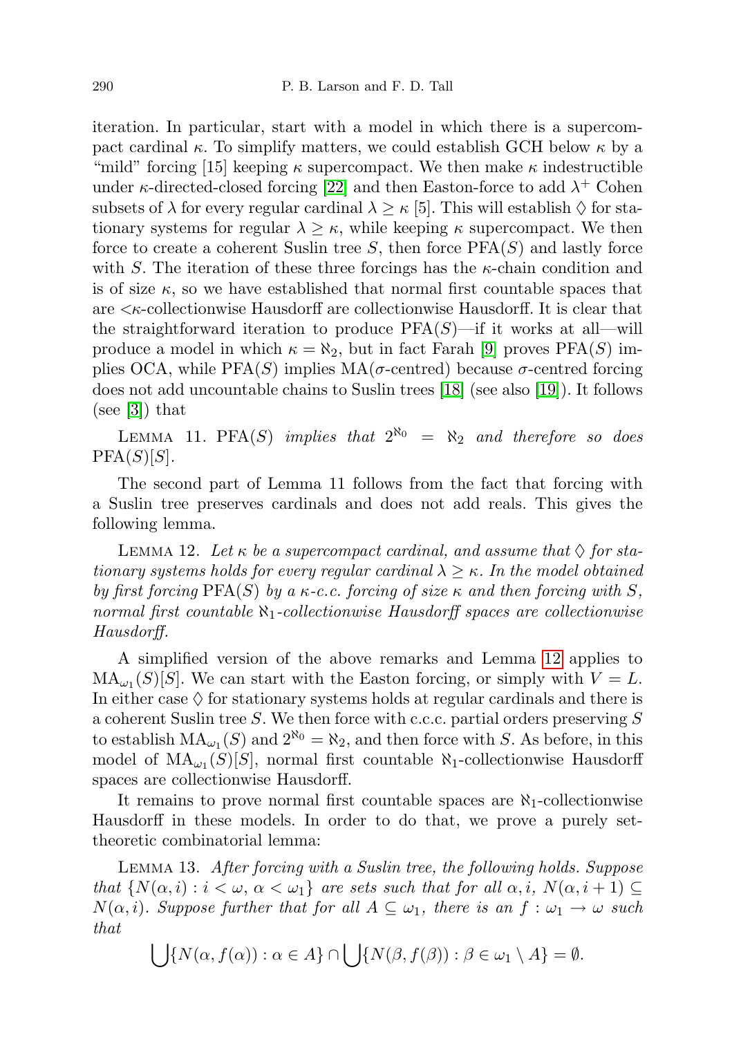iteration. In particular, start with a model in which there is a supercompact cardinal $\kappa$. To simplify matters, we could establish GCH below $\kappa$ by a "mild" forcing [15] keeping $\kappa$ supercompact. We then make $\kappa$ indestructible under $\kappa$-directed-closed forcing [22] and then Easton-force to add $\lambda^+$ Cohen subsets of $\lambda$ for every regular cardinal $\lambda \geq \kappa$ [5]. This will establish $\diamondsuit$ for stationary systems for regular $\lambda \geq \kappa$, while keeping $\kappa$ supercompact. We then force to create a coherent Suslin tree $S$, then force $\mathrm{PFA}(S)$ and lastly force with $S$. The iteration of these three forcings has the $\kappa$-chain condition and is of size $\kappa$, so we have established that normal first countable spaces that are $<\kappa$-collectionwise Hausdorff are collectionwise Hausdorff. It is clear that the straightforward iteration to produce $\mathrm{PFA}(S)$—if it works at all—will produce a model in which $\kappa = \aleph_2$, but in fact Farah [9] proves $\mathrm{PFA}(S)$ implies OCA, while $\mathrm{PFA}(S)$ implies $\mathrm{MA}(\sigma\text{-centred})$ because $\sigma$-centred forcing does not add uncountable chains to Suslin trees [18] (see also [19]). It follows (see [3]) that

LEMMA 11. *$\mathrm{PFA}(S)$ implies that $2^{\aleph_0} = \aleph_2$ and therefore so does $\mathrm{PFA}(S)[S]$.*

The second part of Lemma 11 follows from the fact that forcing with a Suslin tree preserves cardinals and does not add reals. This gives the following lemma.

LEMMA 12. *Let $\kappa$ be a supercompact cardinal, and assume that $\diamondsuit$ for stationary systems holds for every regular cardinal $\lambda \geq \kappa$. In the model obtained by first forcing $\mathrm{PFA}(S)$ by a $\kappa$-c.c. forcing of size $\kappa$ and then forcing with $S$, normal first countable $\aleph_1$-collectionwise Hausdorff spaces are collectionwise Hausdorff.*

A simplified version of the above remarks and Lemma 12 applies to $\mathrm{MA}_{\omega_1}(S)[S]$. We can start with the Easton forcing, or simply with $V = L$. In either case $\diamondsuit$ for stationary systems holds at regular cardinals and there is a coherent Suslin tree $S$. We then force with c.c.c. partial orders preserving $S$ to establish $\mathrm{MA}_{\omega_1}(S)$ and $2^{\aleph_0} = \aleph_2$, and then force with $S$. As before, in this model of $\mathrm{MA}_{\omega_1}(S)[S]$, normal first countable $\aleph_1$-collectionwise Hausdorff spaces are collectionwise Hausdorff.

It remains to prove normal first countable spaces are $\aleph_1$-collectionwise Hausdorff in these models. In order to do that, we prove a purely set-theoretic combinatorial lemma:

LEMMA 13. *After forcing with a Suslin tree, the following holds. Suppose that $\{N(\alpha, i) : i < \omega,\ \alpha < \omega_1\}$ are sets such that for all $\alpha, i$, $N(\alpha, i+1) \subseteq N(\alpha, i)$. Suppose further that for all $A \subseteq \omega_1$, there is an $f : \omega_1 \to \omega$ such that*

$$\bigcup\{N(\alpha, f(\alpha)) : \alpha \in A\} \cap \bigcup\{N(\beta, f(\beta)) : \beta \in \omega_1 \setminus A\} = \emptyset.$$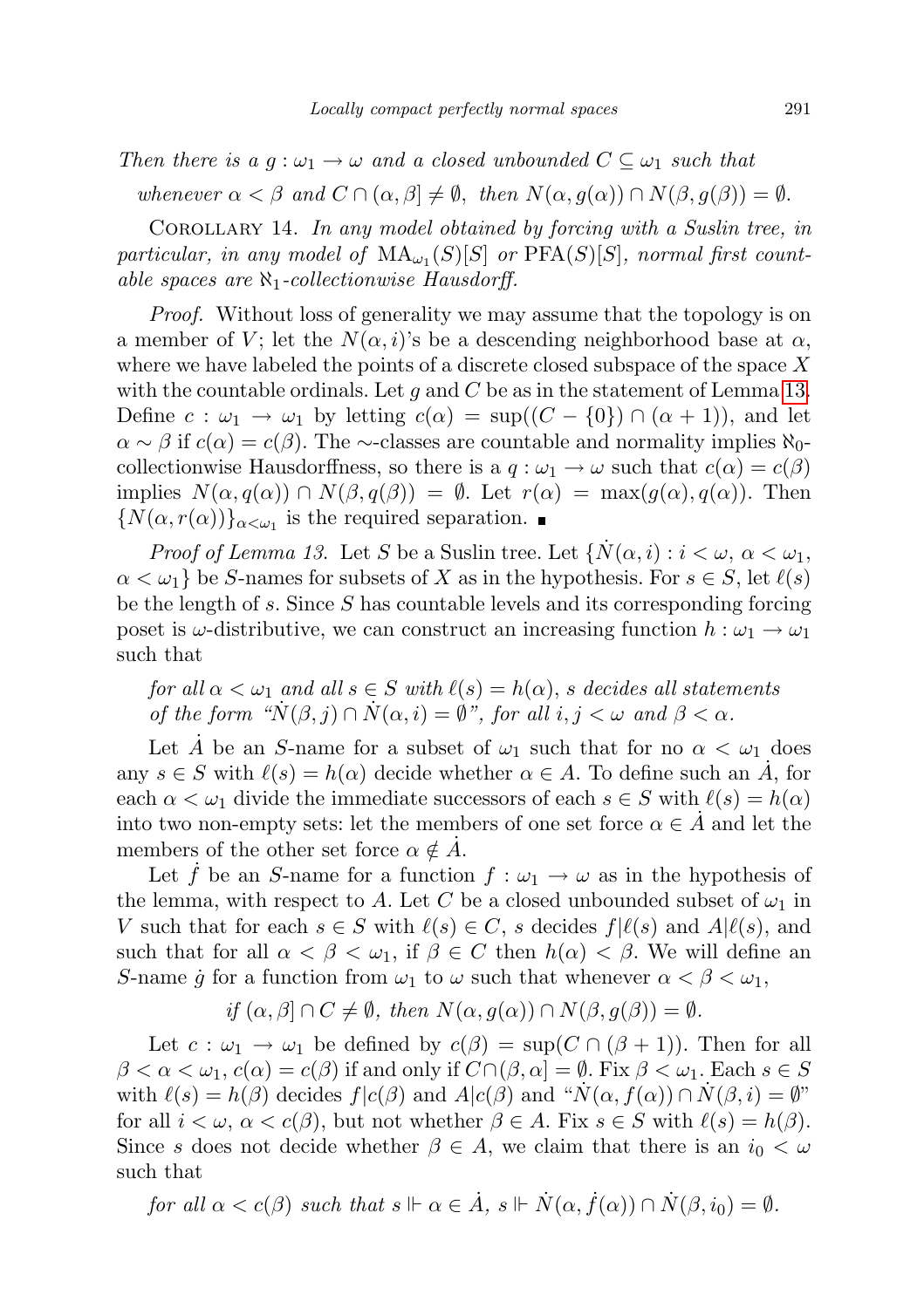*Then there is a $g : \omega_1 \to \omega$ and a closed unbounded $C \subseteq \omega_1$ such that*

$$\textit{whenever } \alpha < \beta \textit{ and } C \cap (\alpha, \beta] \neq \emptyset, \textit{ then } N(\alpha, g(\alpha)) \cap N(\beta, g(\beta)) = \emptyset.$$

Corollary 14. *In any model obtained by forcing with a Suslin tree, in particular, in any model of $\mathrm{MA}_{\omega_1}(S)[S]$ or $\mathrm{PFA}(S)[S]$, normal first countable spaces are $\aleph_1$-collectionwise Hausdorff.*

*Proof.* Without loss of generality we may assume that the topology is on a member of $V$; let the $N(\alpha, i)$'s be a descending neighborhood base at $\alpha$, where we have labeled the points of a discrete closed subspace of the space $X$ with the countable ordinals. Let $g$ and $C$ be as in the statement of Lemma 13. Define $c : \omega_1 \to \omega_1$ by letting $c(\alpha) = \sup((C - \{0\}) \cap (\alpha + 1))$, and let $\alpha \sim \beta$ if $c(\alpha) = c(\beta)$. The $\sim$-classes are countable and normality implies $\aleph_0$-collectionwise Hausdorffness, so there is a $q : \omega_1 \to \omega$ such that $c(\alpha) = c(\beta)$ implies $N(\alpha, q(\alpha)) \cap N(\beta, q(\beta)) = \emptyset$. Let $r(\alpha) = \max(g(\alpha), q(\alpha))$. Then $\{N(\alpha, r(\alpha))\}_{\alpha < \omega_1}$ is the required separation. ■

*Proof of Lemma 13.* Let $S$ be a Suslin tree. Let $\{\dot{N}(\alpha, i) : i < \omega,\ \alpha < \omega_1,\ \alpha < \omega_1\}$ be $S$-names for subsets of $X$ as in the hypothesis. For $s \in S$, let $\ell(s)$ be the length of $s$. Since $S$ has countable levels and its corresponding forcing poset is $\omega$-distributive, we can construct an increasing function $h : \omega_1 \to \omega_1$ such that

*for all $\alpha < \omega_1$ and all $s \in S$ with $\ell(s) = h(\alpha)$, $s$ decides all statements of the form "$\dot{N}(\beta, j) \cap \dot{N}(\alpha, i) = \emptyset$", for all $i, j < \omega$ and $\beta < \alpha$.*

Let $\dot{A}$ be an $S$-name for a subset of $\omega_1$ such that for no $\alpha < \omega_1$ does any $s \in S$ with $\ell(s) = h(\alpha)$ decide whether $\alpha \in A$. To define such an $\dot{A}$, for each $\alpha < \omega_1$ divide the immediate successors of each $s \in S$ with $\ell(s) = h(\alpha)$ into two non-empty sets: let the members of one set force $\alpha \in \dot{A}$ and let the members of the other set force $\alpha \notin \dot{A}$.

Let $\dot{f}$ be an $S$-name for a function $f : \omega_1 \to \omega$ as in the hypothesis of the lemma, with respect to $A$. Let $C$ be a closed unbounded subset of $\omega_1$ in $V$ such that for each $s \in S$ with $\ell(s) \in C$, $s$ decides $f|\ell(s)$ and $A|\ell(s)$, and such that for all $\alpha < \beta < \omega_1$, if $\beta \in C$ then $h(\alpha) < \beta$. We will define an $S$-name $\dot{g}$ for a function from $\omega_1$ to $\omega$ such that whenever $\alpha < \beta < \omega_1$,

$$\textit{if } (\alpha, \beta] \cap C \neq \emptyset, \textit{ then } N(\alpha, g(\alpha)) \cap N(\beta, g(\beta)) = \emptyset.$$

Let $c : \omega_1 \to \omega_1$ be defined by $c(\beta) = \sup(C \cap (\beta + 1))$. Then for all $\beta < \alpha < \omega_1$, $c(\alpha) = c(\beta)$ if and only if $C \cap (\beta, \alpha] = \emptyset$. Fix $\beta < \omega_1$. Each $s \in S$ with $\ell(s) = h(\beta)$ decides $f|c(\beta)$ and $A|c(\beta)$ and "$\dot{N}(\alpha, f(\alpha)) \cap \dot{N}(\beta, i) = \emptyset$" for all $i < \omega$, $\alpha < c(\beta)$, but not whether $\beta \in A$. Fix $s \in S$ with $\ell(s) = h(\beta)$. Since $s$ does not decide whether $\beta \in A$, we claim that there is an $i_0 < \omega$ such that

$$\textit{for all } \alpha < c(\beta) \textit{ such that } s \Vdash \alpha \in \dot{A},\ s \Vdash \dot{N}(\alpha, \dot{f}(\alpha)) \cap \dot{N}(\beta, i_0) = \emptyset.$$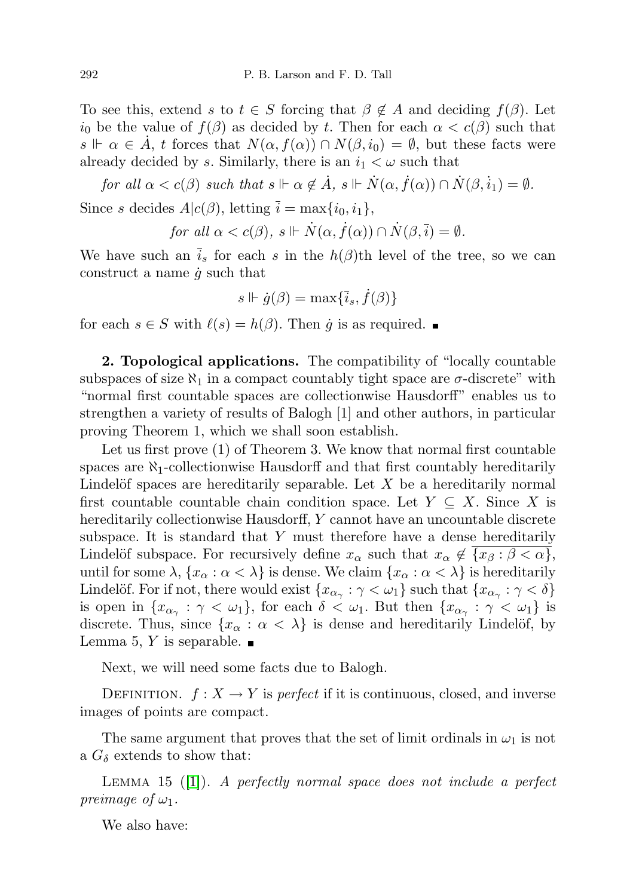To see this, extend $s$ to $t \in S$ forcing that $\beta \notin A$ and deciding $f(\beta)$. Let $i_0$ be the value of $f(\beta)$ as decided by $t$. Then for each $\alpha < c(\beta)$ such that $s \Vdash \alpha \in \dot{A}$, $t$ forces that $N(\alpha, f(\alpha)) \cap N(\beta, i_0) = \emptyset$, but these facts were already decided by $s$. Similarly, there is an $i_1 < \omega$ such that

*for all* $\alpha < c(\beta)$ *such that* $s \Vdash \alpha \notin \dot{A}$, $s \Vdash \dot{N}(\alpha, \dot{f}(\alpha)) \cap \dot{N}(\beta, \dot{i}_1) = \emptyset$.

Since $s$ decides $A|c(\beta)$, letting $\bar{i} = \max\{i_0, i_1\}$,

$$\textit{for all } \alpha < c(\beta),\ s \Vdash \dot{N}(\alpha, \dot{f}(\alpha)) \cap \dot{N}(\beta, \bar{i}) = \emptyset.$$

We have such an $\bar{i}_s$ for each $s$ in the $h(\beta)$th level of the tree, so we can construct a name $\dot{g}$ such that

$$s \Vdash \dot{g}(\beta) = \max\{\bar{i}_s, \dot{f}(\beta)\}$$

for each $s \in S$ with $\ell(s) = h(\beta)$. Then $\dot{g}$ is as required. ∎

**2. Topological applications.** The compatibility of "locally countable subspaces of size $\aleph_1$ in a compact countably tight space are $\sigma$-discrete" with "normal first countable spaces are collectionwise Hausdorff" enables us to strengthen a variety of results of Balogh [1] and other authors, in particular proving Theorem 1, which we shall soon establish.

Let us first prove (1) of Theorem 3. We know that normal first countable spaces are $\aleph_1$-collectionwise Hausdorff and that first countably hereditarily Lindelöf spaces are hereditarily separable. Let $X$ be a hereditarily normal first countable countable chain condition space. Let $Y \subseteq X$. Since $X$ is hereditarily collectionwise Hausdorff, $Y$ cannot have an uncountable discrete subspace. It is standard that $Y$ must therefore have a dense hereditarily Lindelöf subspace. For recursively define $x_\alpha$ such that $x_\alpha \notin \overline{\{x_\beta : \beta < \alpha\}}$, until for some $\lambda$, $\{x_\alpha : \alpha < \lambda\}$ is dense. We claim $\{x_\alpha : \alpha < \lambda\}$ is hereditarily Lindelöf. For if not, there would exist $\{x_{\alpha_\gamma} : \gamma < \omega_1\}$ such that $\{x_{\alpha_\gamma} : \gamma < \delta\}$ is open in $\{x_{\alpha_\gamma} : \gamma < \omega_1\}$, for each $\delta < \omega_1$. But then $\{x_{\alpha_\gamma} : \gamma < \omega_1\}$ is discrete. Thus, since $\{x_\alpha : \alpha < \lambda\}$ is dense and hereditarily Lindelöf, by Lemma 5, $Y$ is separable. ∎

Next, we will need some facts due to Balogh.

Definition. $f : X \to Y$ is *perfect* if it is continuous, closed, and inverse images of points are compact.

The same argument that proves that the set of limit ordinals in $\omega_1$ is not a $G_\delta$ extends to show that:

Lemma 15 ([1]). *A perfectly normal space does not include a perfect preimage of* $\omega_1$.

We also have: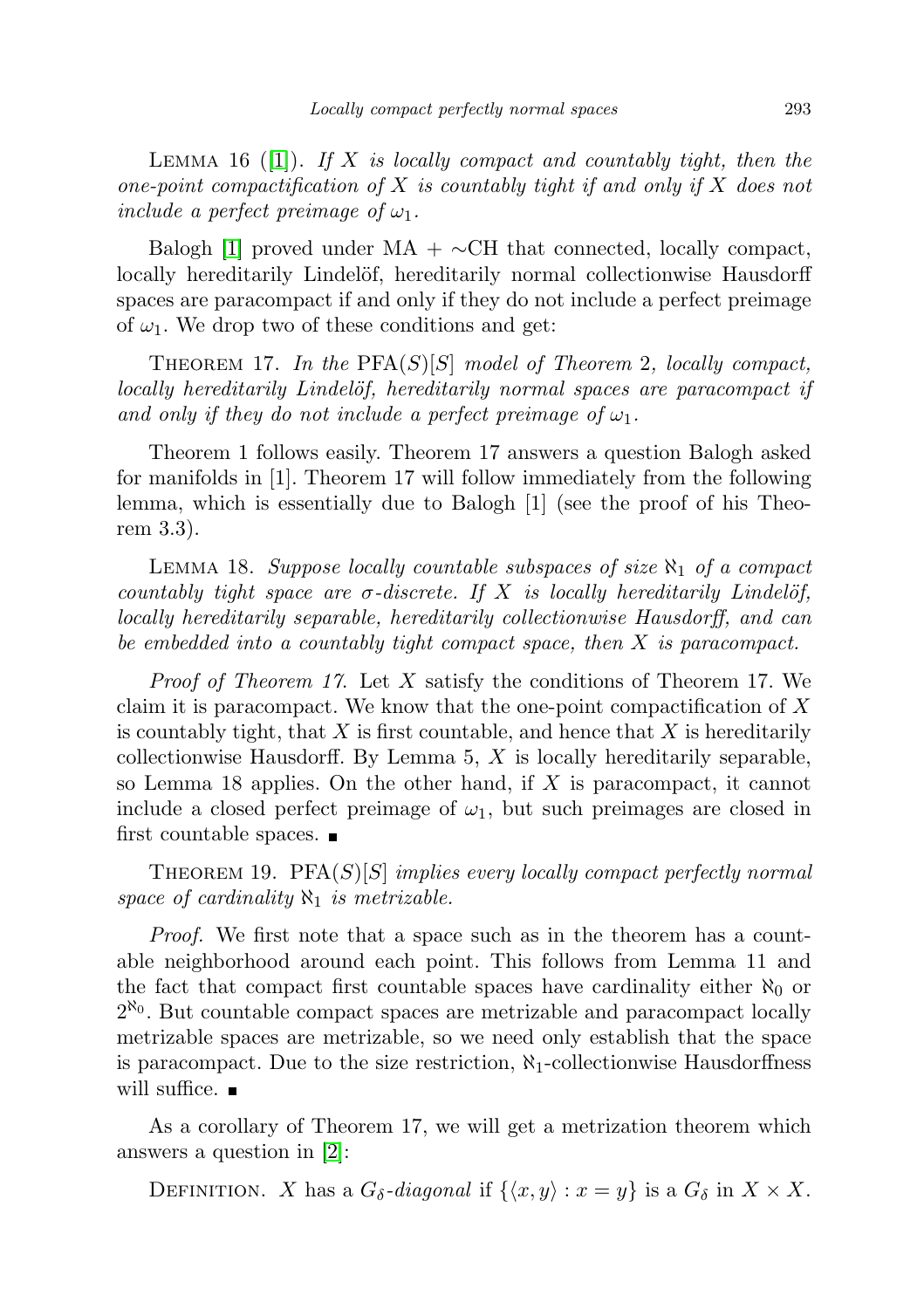Lemma 16 ([1]). *If $X$ is locally compact and countably tight, then the one-point compactification of $X$ is countably tight if and only if $X$ does not include a perfect preimage of $\omega_1$.*

Balogh [1] proved under MA + $\sim$CH that connected, locally compact, locally hereditarily Lindelöf, hereditarily normal collectionwise Hausdorff spaces are paracompact if and only if they do not include a perfect preimage of $\omega_1$. We drop two of these conditions and get:

Theorem 17. *In the* PFA$(S)[S]$ *model of Theorem* 2*, locally compact, locally hereditarily Lindelöf, hereditarily normal spaces are paracompact if and only if they do not include a perfect preimage of $\omega_1$.*

Theorem 1 follows easily. Theorem 17 answers a question Balogh asked for manifolds in [1]. Theorem 17 will follow immediately from the following lemma, which is essentially due to Balogh [1] (see the proof of his Theorem 3.3).

Lemma 18. *Suppose locally countable subspaces of size $\aleph_1$ of a compact countably tight space are $\sigma$-discrete. If $X$ is locally hereditarily Lindelöf, locally hereditarily separable, hereditarily collectionwise Hausdorff, and can be embedded into a countably tight compact space, then $X$ is paracompact.*

*Proof of Theorem 17.* Let $X$ satisfy the conditions of Theorem 17. We claim it is paracompact. We know that the one-point compactification of $X$ is countably tight, that $X$ is first countable, and hence that $X$ is hereditarily collectionwise Hausdorff. By Lemma 5, $X$ is locally hereditarily separable, so Lemma 18 applies. On the other hand, if $X$ is paracompact, it cannot include a closed perfect preimage of $\omega_1$, but such preimages are closed in first countable spaces. ∎

Theorem 19. PFA$(S)[S]$ *implies every locally compact perfectly normal space of cardinality $\aleph_1$ is metrizable.*

*Proof.* We first note that a space such as in the theorem has a countable neighborhood around each point. This follows from Lemma 11 and the fact that compact first countable spaces have cardinality either $\aleph_0$ or $2^{\aleph_0}$. But countable compact spaces are metrizable and paracompact locally metrizable spaces are metrizable, so we need only establish that the space is paracompact. Due to the size restriction, $\aleph_1$-collectionwise Hausdorffness will suffice. ∎

As a corollary of Theorem 17, we will get a metrization theorem which answers a question in [2]:

Definition. $X$ has a *$G_\delta$-diagonal* if $\{\langle x, y\rangle : x = y\}$ is a $G_\delta$ in $X \times X$.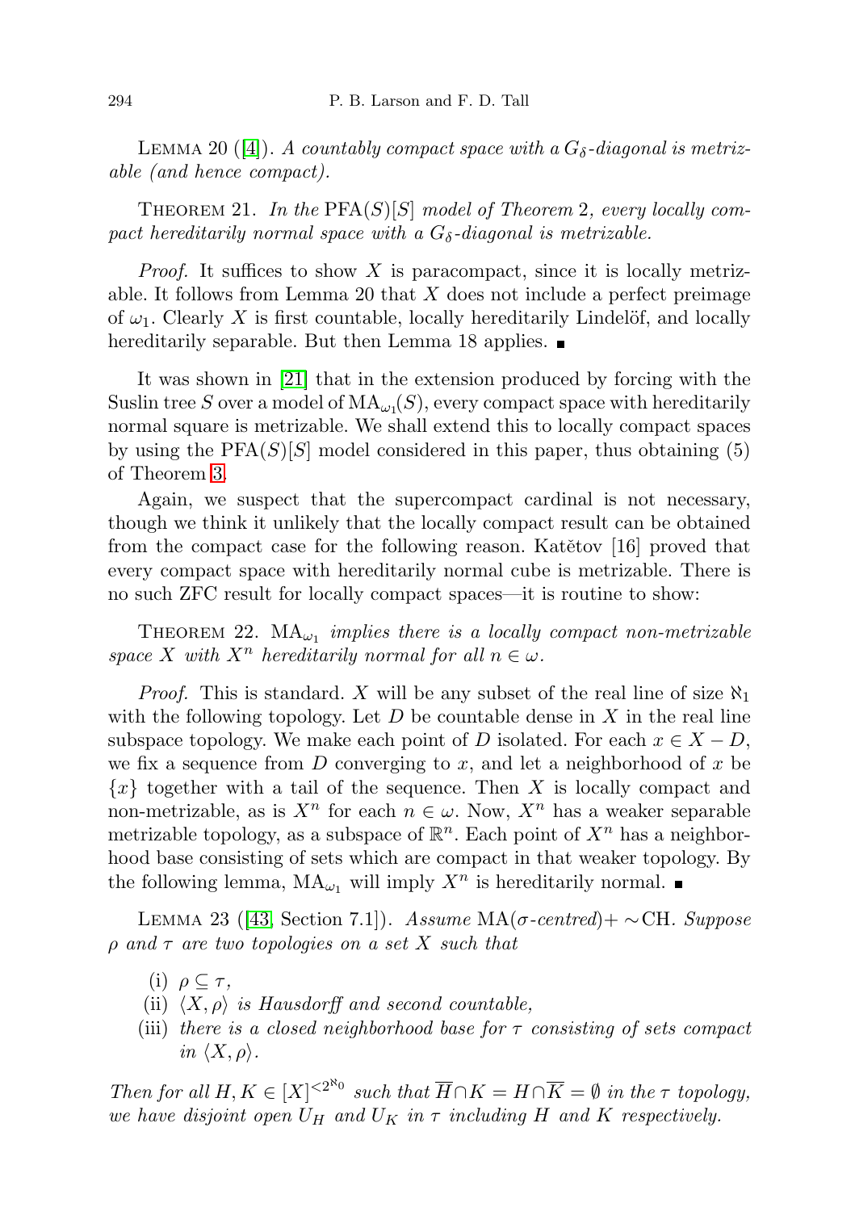LEMMA 20 ([4]). *A countably compact space with a $G_\delta$-diagonal is metrizable (and hence compact).*

THEOREM 21. *In the* $\mathrm{PFA}(S)[S]$ *model of Theorem* 2*, every locally compact hereditarily normal space with a $G_\delta$-diagonal is metrizable.*

*Proof.* It suffices to show $X$ is paracompact, since it is locally metrizable. It follows from Lemma 20 that $X$ does not include a perfect preimage of $\omega_1$. Clearly $X$ is first countable, locally hereditarily Lindelöf, and locally hereditarily separable. But then Lemma 18 applies. ∎

It was shown in [21] that in the extension produced by forcing with the Suslin tree $S$ over a model of $\mathrm{MA}_{\omega_1}(S)$, every compact space with hereditarily normal square is metrizable. We shall extend this to locally compact spaces by using the $\mathrm{PFA}(S)[S]$ model considered in this paper, thus obtaining (5) of Theorem 3.

Again, we suspect that the supercompact cardinal is not necessary, though we think it unlikely that the locally compact result can be obtained from the compact case for the following reason. Katětov [16] proved that every compact space with hereditarily normal cube is metrizable. There is no such ZFC result for locally compact spaces—it is routine to show:

THEOREM 22. $\mathrm{MA}_{\omega_1}$ *implies there is a locally compact non-metrizable space $X$ with $X^n$ hereditarily normal for all $n \in \omega$.*

*Proof.* This is standard. $X$ will be any subset of the real line of size $\aleph_1$ with the following topology. Let $D$ be countable dense in $X$ in the real line subspace topology. We make each point of $D$ isolated. For each $x \in X - D$, we fix a sequence from $D$ converging to $x$, and let a neighborhood of $x$ be $\{x\}$ together with a tail of the sequence. Then $X$ is locally compact and non-metrizable, as is $X^n$ for each $n \in \omega$. Now, $X^n$ has a weaker separable metrizable topology, as a subspace of $\mathbb{R}^n$. Each point of $X^n$ has a neighborhood base consisting of sets which are compact in that weaker topology. By the following lemma, $\mathrm{MA}_{\omega_1}$ will imply $X^n$ is hereditarily normal. ∎

LEMMA 23 ([43, Section 7.1]). *Assume* $\mathrm{MA}(\sigma\text{-centred})+\sim\mathrm{CH}$*. Suppose $\rho$ and $\tau$ are two topologies on a set $X$ such that*

(i) $\rho \subseteq \tau$,
(ii) $\langle X, \rho\rangle$ *is Hausdorff and second countable,*
(iii) *there is a closed neighborhood base for $\tau$ consisting of sets compact in $\langle X, \rho\rangle$.*

*Then for all $H, K \in [X]^{<2^{\aleph_0}}$ such that $\overline{H}\cap K = H\cap\overline{K} = \emptyset$ in the $\tau$ topology, we have disjoint open $U_H$ and $U_K$ in $\tau$ including $H$ and $K$ respectively.*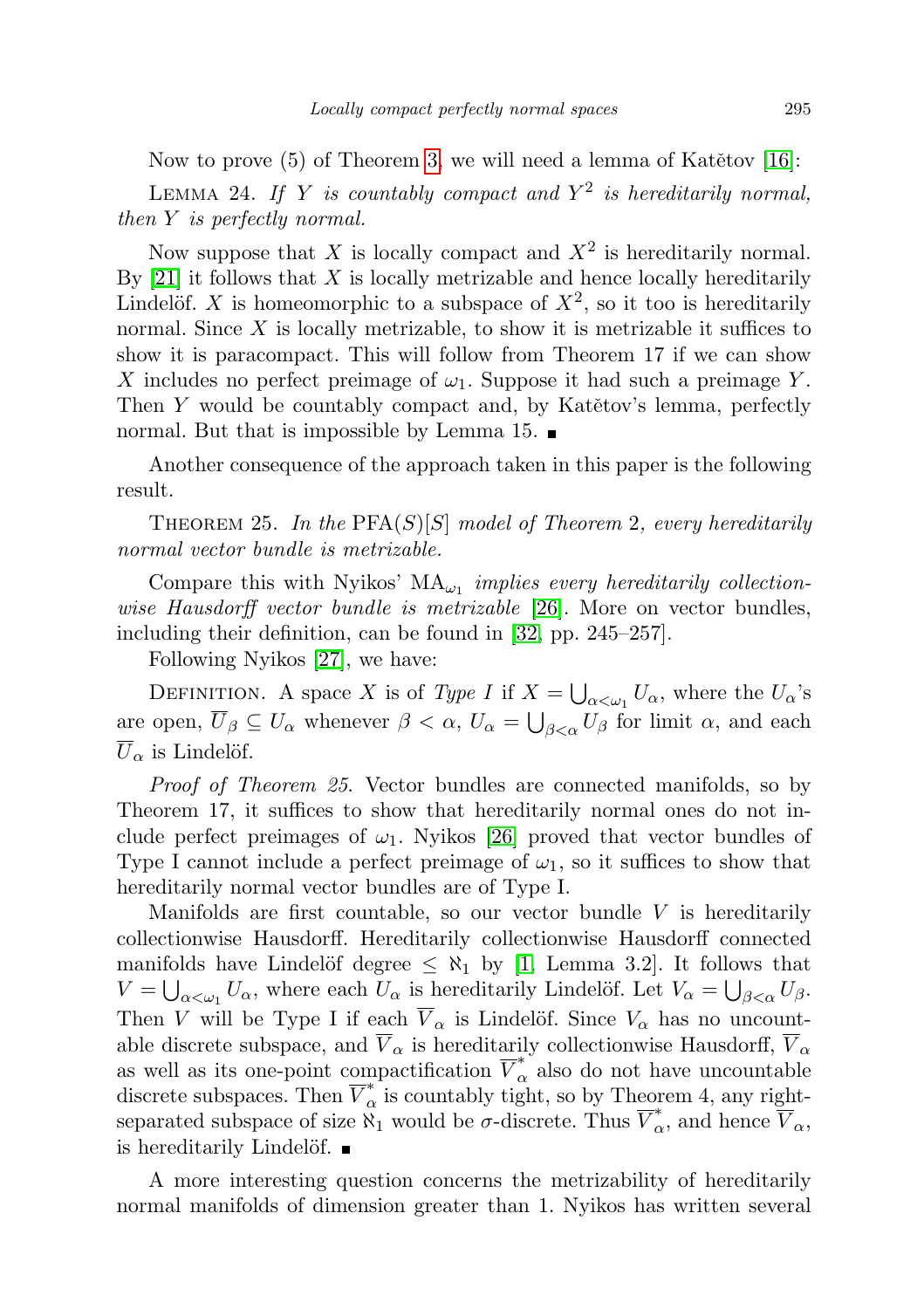Now to prove (5) of Theorem 3, we will need a lemma of Katětov [16]:

Lemma 24. *If $Y$ is countably compact and $Y^2$ is hereditarily normal, then $Y$ is perfectly normal.*

Now suppose that $X$ is locally compact and $X^2$ is hereditarily normal. By [21] it follows that $X$ is locally metrizable and hence locally hereditarily Lindelöf. $X$ is homeomorphic to a subspace of $X^2$, so it too is hereditarily normal. Since $X$ is locally metrizable, to show it is metrizable it suffices to show it is paracompact. This will follow from Theorem 17 if we can show $X$ includes no perfect preimage of $\omega_1$. Suppose it had such a preimage $Y$. Then $Y$ would be countably compact and, by Katětov's lemma, perfectly normal. But that is impossible by Lemma 15. ∎

Another consequence of the approach taken in this paper is the following result.

Theorem 25. *In the* $\mathrm{PFA}(S)[S]$ *model of Theorem* 2, *every hereditarily normal vector bundle is metrizable.*

Compare this with Nyikos' $\mathrm{MA}_{\omega_1}$ *implies every hereditarily collectionwise Hausdorff vector bundle is metrizable* [26]. More on vector bundles, including their definition, can be found in [32, pp. 245–257].

Following Nyikos [27], we have:

Definition. A space $X$ is of *Type I* if $X = \bigcup_{\alpha<\omega_1} U_\alpha$, where the $U_\alpha$'s are open, $\overline{U}_\beta \subseteq U_\alpha$ whenever $\beta < \alpha$, $U_\alpha = \bigcup_{\beta<\alpha} U_\beta$ for limit $\alpha$, and each $\overline{U}_\alpha$ is Lindelöf.

*Proof of Theorem 25.* Vector bundles are connected manifolds, so by Theorem 17, it suffices to show that hereditarily normal ones do not include perfect preimages of $\omega_1$. Nyikos [26] proved that vector bundles of Type I cannot include a perfect preimage of $\omega_1$, so it suffices to show that hereditarily normal vector bundles are of Type I.

Manifolds are first countable, so our vector bundle $V$ is hereditarily collectionwise Hausdorff. Hereditarily collectionwise Hausdorff connected manifolds have Lindelöf degree $\leq \aleph_1$ by [1, Lemma 3.2]. It follows that $V = \bigcup_{\alpha<\omega_1} U_\alpha$, where each $U_\alpha$ is hereditarily Lindelöf. Let $V_\alpha = \bigcup_{\beta<\alpha} U_\beta$. Then $V$ will be Type I if each $\overline{V}_\alpha$ is Lindelöf. Since $V_\alpha$ has no uncountable discrete subspace, and $\overline{V}_\alpha$ is hereditarily collectionwise Hausdorff, $\overline{V}_\alpha$ as well as its one-point compactification $\overline{V}_\alpha^*$ also do not have uncountable discrete subspaces. Then $\overline{V}_\alpha^*$ is countably tight, so by Theorem 4, any right-separated subspace of size $\aleph_1$ would be $\sigma$-discrete. Thus $\overline{V}_\alpha^*$, and hence $\overline{V}_\alpha$, is hereditarily Lindelöf. ∎

A more interesting question concerns the metrizability of hereditarily normal manifolds of dimension greater than 1. Nyikos has written several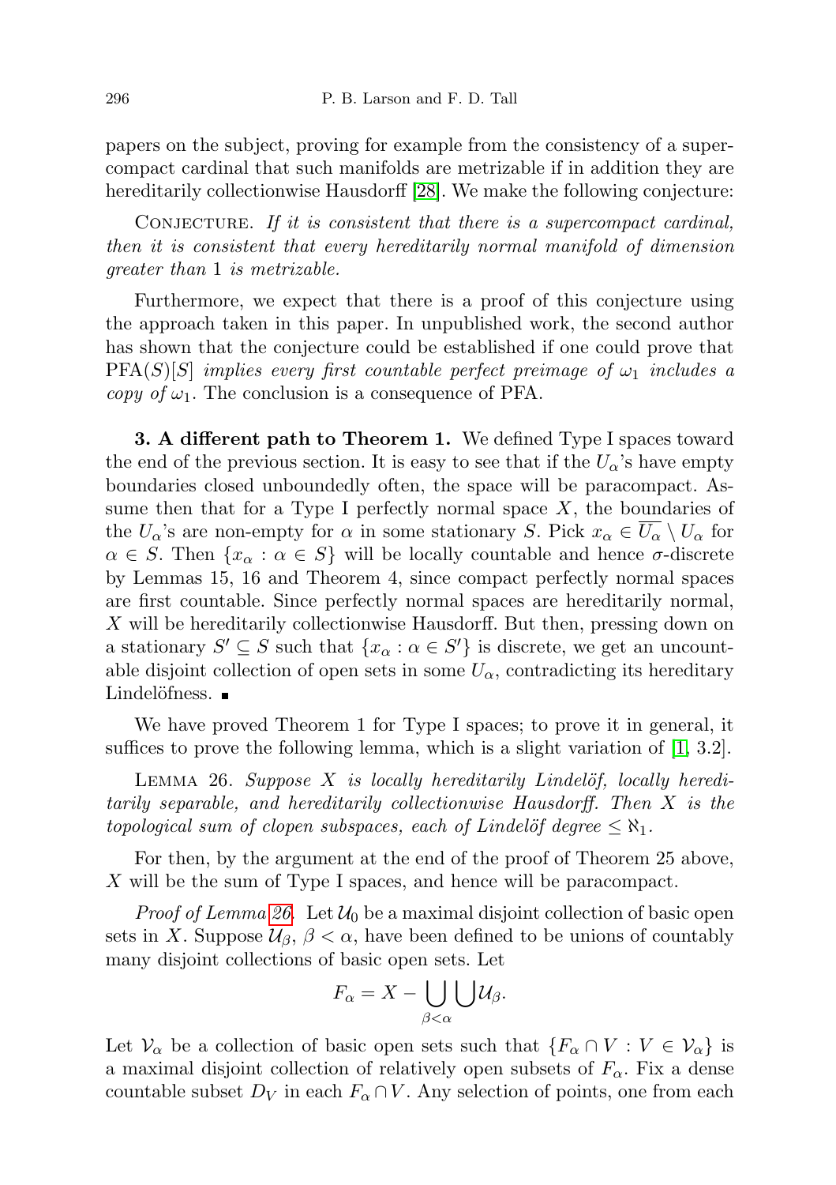papers on the subject, proving for example from the consistency of a supercompact cardinal that such manifolds are metrizable if in addition they are hereditarily collectionwise Hausdorff [28]. We make the following conjecture:

Conjecture. *If it is consistent that there is a supercompact cardinal, then it is consistent that every hereditarily normal manifold of dimension greater than* 1 *is metrizable.*

Furthermore, we expect that there is a proof of this conjecture using the approach taken in this paper. In unpublished work, the second author has shown that the conjecture could be established if one could prove that $\mathrm{PFA}(S)[S]$ *implies every first countable perfect preimage of* $\omega_1$ *includes a copy of* $\omega_1$. The conclusion is a consequence of PFA.

**3. A different path to Theorem 1.** We defined Type I spaces toward the end of the previous section. It is easy to see that if the $U_\alpha$'s have empty boundaries closed unboundedly often, the space will be paracompact. Assume then that for a Type I perfectly normal space $X$, the boundaries of the $U_\alpha$'s are non-empty for $\alpha$ in some stationary $S$. Pick $x_\alpha \in \overline{U_\alpha} \setminus U_\alpha$ for $\alpha \in S$. Then $\{x_\alpha : \alpha \in S\}$ will be locally countable and hence $\sigma$-discrete by Lemmas 15, 16 and Theorem 4, since compact perfectly normal spaces are first countable. Since perfectly normal spaces are hereditarily normal, $X$ will be hereditarily collectionwise Hausdorff. But then, pressing down on a stationary $S' \subseteq S$ such that $\{x_\alpha : \alpha \in S'\}$ is discrete, we get an uncountable disjoint collection of open sets in some $U_\alpha$, contradicting its hereditary Lindelöfness. ∎

We have proved Theorem 1 for Type I spaces; to prove it in general, it suffices to prove the following lemma, which is a slight variation of [1, 3.2].

Lemma 26. *Suppose $X$ is locally hereditarily Lindelöf, locally hereditarily separable, and hereditarily collectionwise Hausdorff. Then $X$ is the topological sum of clopen subspaces, each of Lindelöf degree $\leq \aleph_1$.*

For then, by the argument at the end of the proof of Theorem 25 above, $X$ will be the sum of Type I spaces, and hence will be paracompact.

*Proof of Lemma 26.* Let $\mathcal{U}_0$ be a maximal disjoint collection of basic open sets in $X$. Suppose $\mathcal{U}_\beta$, $\beta < \alpha$, have been defined to be unions of countably many disjoint collections of basic open sets. Let

$$F_\alpha = X - \bigcup_{\beta<\alpha} \bigcup \mathcal{U}_\beta.$$

Let $\mathcal{V}_\alpha$ be a collection of basic open sets such that $\{F_\alpha \cap V : V \in \mathcal{V}_\alpha\}$ is a maximal disjoint collection of relatively open subsets of $F_\alpha$. Fix a dense countable subset $D_V$ in each $F_\alpha \cap V$. Any selection of points, one from each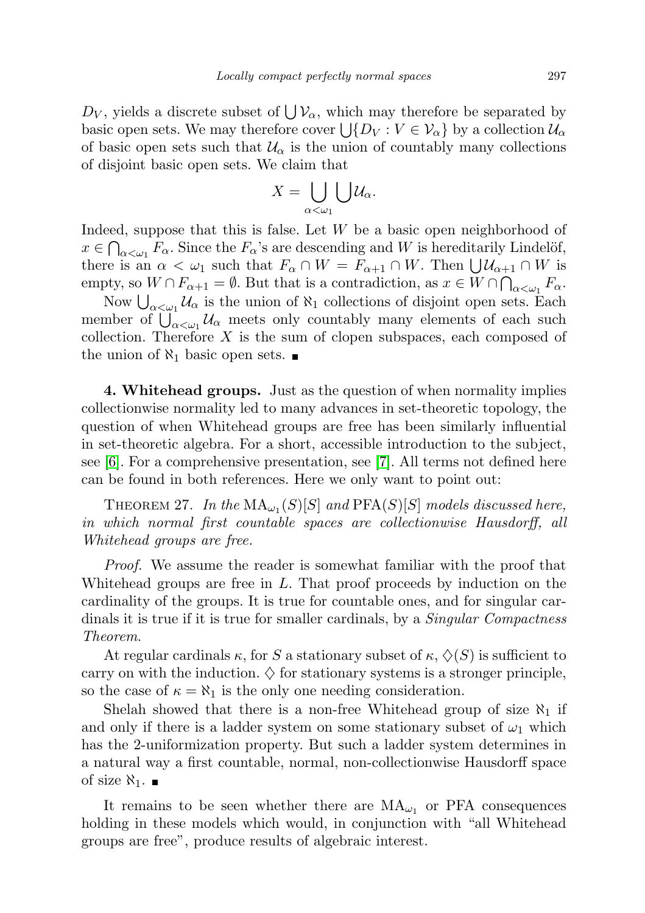$D_V$, yields a discrete subset of $\bigcup \mathcal{V}_\alpha$, which may therefore be separated by basic open sets. We may therefore cover $\bigcup\{D_V : V \in \mathcal{V}_\alpha\}$ by a collection $\mathcal{U}_\alpha$ of basic open sets such that $\mathcal{U}_\alpha$ is the union of countably many collections of disjoint basic open sets. We claim that

$$X = \bigcup_{\alpha<\omega_1} \bigcup \mathcal{U}_\alpha.$$

Indeed, suppose that this is false. Let $W$ be a basic open neighborhood of $x \in \bigcap_{\alpha<\omega_1} F_\alpha$. Since the $F_\alpha$'s are descending and $W$ is hereditarily Lindelöf, there is an $\alpha < \omega_1$ such that $F_\alpha \cap W = F_{\alpha+1} \cap W$. Then $\bigcup \mathcal{U}_{\alpha+1} \cap W$ is empty, so $W \cap F_{\alpha+1} = \emptyset$. But that is a contradiction, as $x \in W \cap \bigcap_{\alpha<\omega_1} F_\alpha$.

Now $\bigcup_{\alpha<\omega_1} \mathcal{U}_\alpha$ is the union of $\aleph_1$ collections of disjoint open sets. Each member of $\bigcup_{\alpha<\omega_1} \mathcal{U}_\alpha$ meets only countably many elements of each such collection. Therefore $X$ is the sum of clopen subspaces, each composed of the union of $\aleph_1$ basic open sets. ∎

**4. Whitehead groups.** Just as the question of when normality implies collectionwise normality led to many advances in set-theoretic topology, the question of when Whitehead groups are free has been similarly influential in set-theoretic algebra. For a short, accessible introduction to the subject, see [6]. For a comprehensive presentation, see [7]. All terms not defined here can be found in both references. Here we only want to point out:

Theorem 27. *In the* $\mathrm{MA}_{\omega_1}(S)[S]$ *and* $\mathrm{PFA}(S)[S]$ *models discussed here, in which normal first countable spaces are collectionwise Hausdorff, all Whitehead groups are free.*

*Proof.* We assume the reader is somewhat familiar with the proof that Whitehead groups are free in $L$. That proof proceeds by induction on the cardinality of the groups. It is true for countable ones, and for singular cardinals it is true if it is true for smaller cardinals, by a *Singular Compactness Theorem*.

At regular cardinals $\kappa$, for $S$ a stationary subset of $\kappa$, $\diamondsuit(S)$ is sufficient to carry on with the induction. $\diamondsuit$ for stationary systems is a stronger principle, so the case of $\kappa = \aleph_1$ is the only one needing consideration.

Shelah showed that there is a non-free Whitehead group of size $\aleph_1$ if and only if there is a ladder system on some stationary subset of $\omega_1$ which has the 2-uniformization property. But such a ladder system determines in a natural way a first countable, normal, non-collectionwise Hausdorff space of size $\aleph_1$. ∎

It remains to be seen whether there are $\mathrm{MA}_{\omega_1}$ or PFA consequences holding in these models which would, in conjunction with "all Whitehead groups are free", produce results of algebraic interest.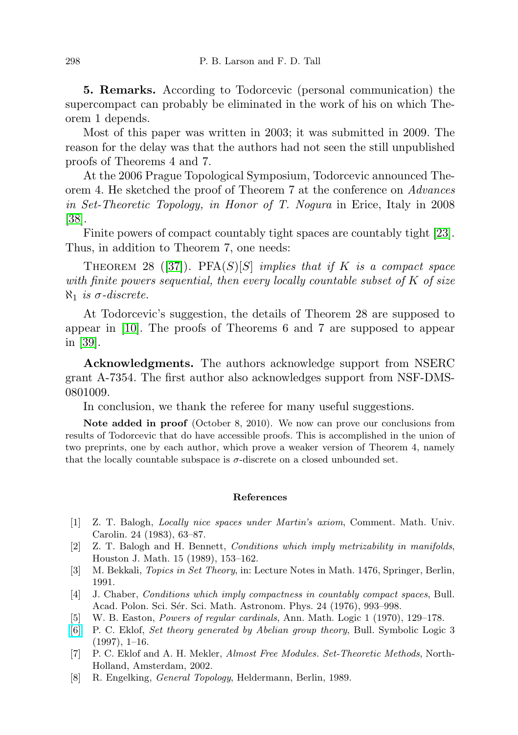**5. Remarks.** According to Todorcevic (personal communication) the supercompact can probably be eliminated in the work of his on which Theorem 1 depends.

Most of this paper was written in 2003; it was submitted in 2009. The reason for the delay was that the authors had not seen the still unpublished proofs of Theorems 4 and 7.

At the 2006 Prague Topological Symposium, Todorcevic announced Theorem 4. He sketched the proof of Theorem 7 at the conference on *Advances in Set-Theoretic Topology, in Honor of T. Nogura* in Erice, Italy in 2008 [38].

Finite powers of compact countably tight spaces are countably tight [23]. Thus, in addition to Theorem 7, one needs:

Theorem 28 ([37]). $\mathrm{PFA}(S)[S]$ *implies that if $K$ is a compact space with finite powers sequential, then every locally countable subset of $K$ of size $\aleph_1$ is $\sigma$-discrete.*

At Todorcevic's suggestion, the details of Theorem 28 are supposed to appear in [10]. The proofs of Theorems 6 and 7 are supposed to appear in [39].

**Acknowledgments.** The authors acknowledge support from NSERC grant A-7354. The first author also acknowledges support from NSF-DMS-0801009.

In conclusion, we thank the referee for many useful suggestions.

**Note added in proof** (October 8, 2010). We now can prove our conclusions from results of Todorcevic that do have accessible proofs. This is accomplished in the union of two preprints, one by each author, which prove a weaker version of Theorem 4, namely that the locally countable subspace is $\sigma$-discrete on a closed unbounded set.

## References

[1] Z. T. Balogh, *Locally nice spaces under Martin's axiom*, Comment. Math. Univ. Carolin. 24 (1983), 63–87.

[2] Z. T. Balogh and H. Bennett, *Conditions which imply metrizability in manifolds*, Houston J. Math. 15 (1989), 153–162.

[3] M. Bekkali, *Topics in Set Theory*, in: Lecture Notes in Math. 1476, Springer, Berlin, 1991.

[4] J. Chaber, *Conditions which imply compactness in countably compact spaces*, Bull. Acad. Polon. Sci. Sér. Sci. Math. Astronom. Phys. 24 (1976), 993–998.

[5] W. B. Easton, *Powers of regular cardinals*, Ann. Math. Logic 1 (1970), 129–178.

[6] P. C. Eklof, *Set theory generated by Abelian group theory*, Bull. Symbolic Logic 3 (1997), 1–16.

[7] P. C. Eklof and A. H. Mekler, *Almost Free Modules. Set-Theoretic Methods*, North-Holland, Amsterdam, 2002.

[8] R. Engelking, *General Topology*, Heldermann, Berlin, 1989.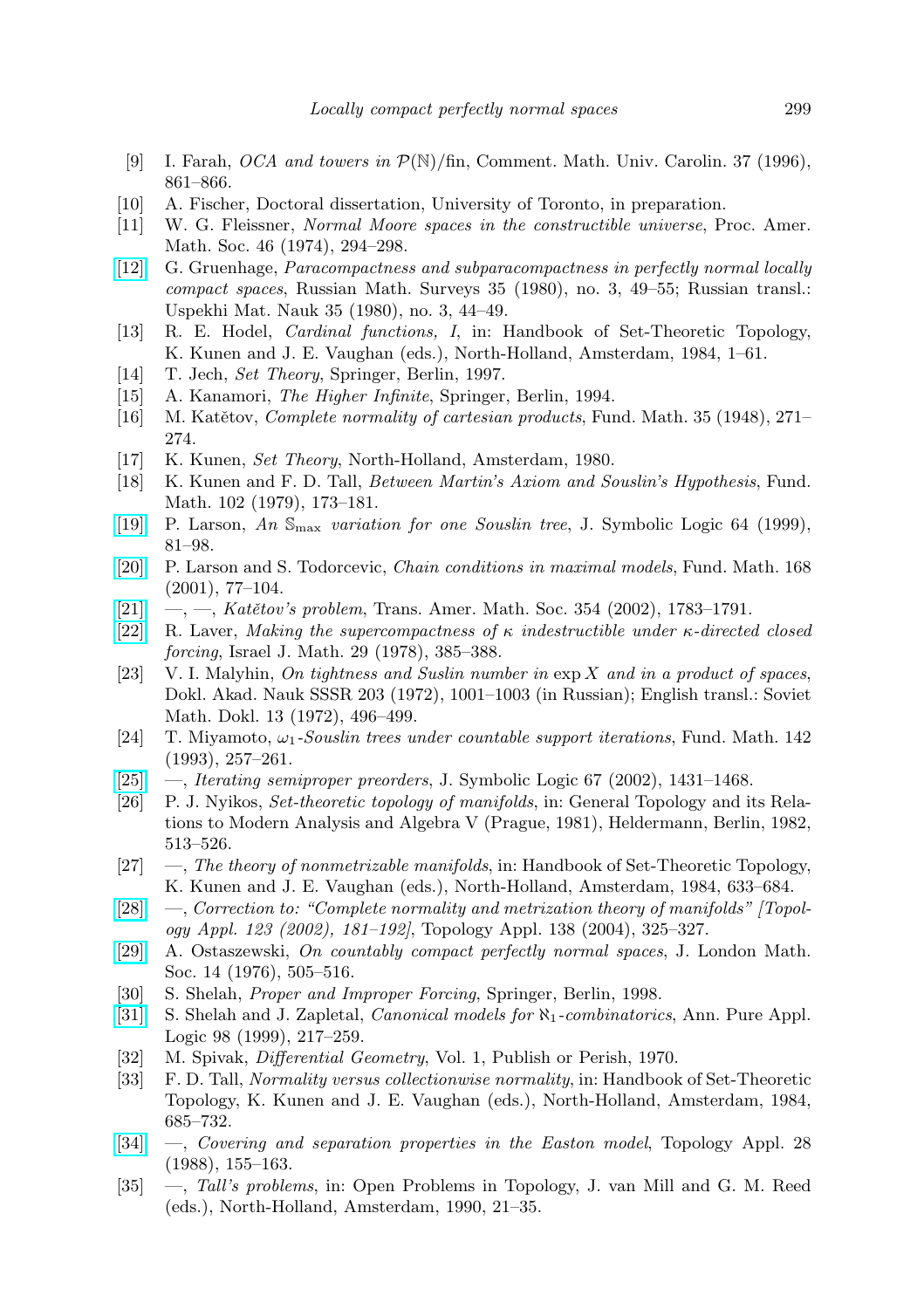[9] I. Farah, *OCA and towers in $\mathcal{P}(\mathbb{N})$/fin*, Comment. Math. Univ. Carolin. 37 (1996), 861–866.

[10] A. Fischer, Doctoral dissertation, University of Toronto, in preparation.

[11] W. G. Fleissner, *Normal Moore spaces in the constructible universe*, Proc. Amer. Math. Soc. 46 (1974), 294–298.

[12] G. Gruenhage, *Paracompactness and subparacompactness in perfectly normal locally compact spaces*, Russian Math. Surveys 35 (1980), no. 3, 49–55; Russian transl.: Uspekhi Mat. Nauk 35 (1980), no. 3, 44–49.

[13] R. E. Hodel, *Cardinal functions, I*, in: Handbook of Set-Theoretic Topology, K. Kunen and J. E. Vaughan (eds.), North-Holland, Amsterdam, 1984, 1–61.

[14] T. Jech, *Set Theory*, Springer, Berlin, 1997.

[15] A. Kanamori, *The Higher Infinite*, Springer, Berlin, 1994.

[16] M. Katětov, *Complete normality of cartesian products*, Fund. Math. 35 (1948), 271–274.

[17] K. Kunen, *Set Theory*, North-Holland, Amsterdam, 1980.

[18] K. Kunen and F. D. Tall, *Between Martin's Axiom and Souslin's Hypothesis*, Fund. Math. 102 (1979), 173–181.

[19] P. Larson, *An $\mathbb{S}_{\max}$ variation for one Souslin tree*, J. Symbolic Logic 64 (1999), 81–98.

[20] P. Larson and S. Todorcevic, *Chain conditions in maximal models*, Fund. Math. 168 (2001), 77–104.

[21] —, —, *Katětov's problem*, Trans. Amer. Math. Soc. 354 (2002), 1783–1791.

[22] R. Laver, *Making the supercompactness of $\kappa$ indestructible under $\kappa$-directed closed forcing*, Israel J. Math. 29 (1978), 385–388.

[23] V. I. Malyhin, *On tightness and Suslin number in* $\exp X$ *and in a product of spaces*, Dokl. Akad. Nauk SSSR 203 (1972), 1001–1003 (in Russian); English transl.: Soviet Math. Dokl. 13 (1972), 496–499.

[24] T. Miyamoto, *$\omega_1$-Souslin trees under countable support iterations*, Fund. Math. 142 (1993), 257–261.

[25] —, *Iterating semiproper preorders*, J. Symbolic Logic 67 (2002), 1431–1468.

[26] P. J. Nyikos, *Set-theoretic topology of manifolds*, in: General Topology and its Relations to Modern Analysis and Algebra V (Prague, 1981), Heldermann, Berlin, 1982, 513–526.

[27] —, *The theory of nonmetrizable manifolds*, in: Handbook of Set-Theoretic Topology, K. Kunen and J. E. Vaughan (eds.), North-Holland, Amsterdam, 1984, 633–684.

[28] —, *Correction to: "Complete normality and metrization theory of manifolds" [Topology Appl. 123 (2002), 181–192]*, Topology Appl. 138 (2004), 325–327.

[29] A. Ostaszewski, *On countably compact perfectly normal spaces*, J. London Math. Soc. 14 (1976), 505–516.

[30] S. Shelah, *Proper and Improper Forcing*, Springer, Berlin, 1998.

[31] S. Shelah and J. Zapletal, *Canonical models for $\aleph_1$-combinatorics*, Ann. Pure Appl. Logic 98 (1999), 217–259.

[32] M. Spivak, *Differential Geometry*, Vol. 1, Publish or Perish, 1970.

[33] F. D. Tall, *Normality versus collectionwise normality*, in: Handbook of Set-Theoretic Topology, K. Kunen and J. E. Vaughan (eds.), North-Holland, Amsterdam, 1984, 685–732.

[34] —, *Covering and separation properties in the Easton model*, Topology Appl. 28 (1988), 155–163.

[35] —, *Tall's problems*, in: Open Problems in Topology, J. van Mill and G. M. Reed (eds.), North-Holland, Amsterdam, 1990, 21–35.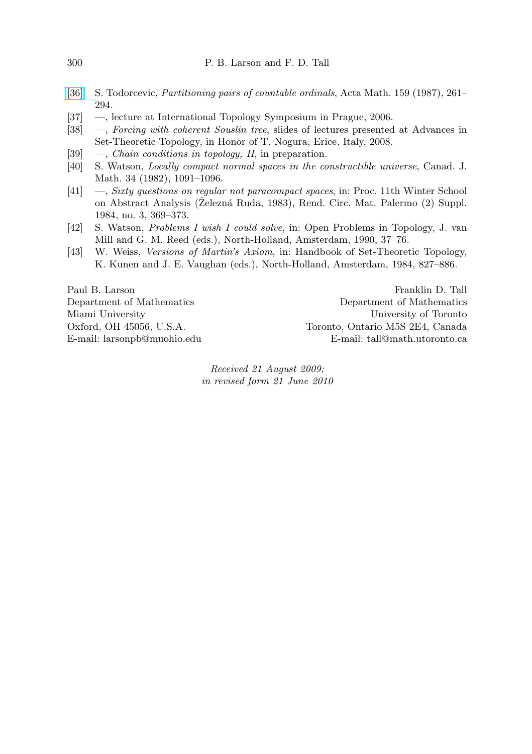[36] S. Todorcevic, *Partitioning pairs of countable ordinals*, Acta Math. 159 (1987), 261–294.

[37] —, lecture at International Topology Symposium in Prague, 2006.

[38] —, *Forcing with coherent Souslin tree*, slides of lectures presented at Advances in Set-Theoretic Topology, in Honor of T. Nogura, Erice, Italy, 2008.

[39] —, *Chain conditions in topology, II*, in preparation.

[40] S. Watson, *Locally compact normal spaces in the constructible universe*, Canad. J. Math. 34 (1982), 1091–1096.

[41] —, *Sixty questions on regular not paracompact spaces*, in: Proc. 11th Winter School on Abstract Analysis (Železná Ruda, 1983), Rend. Circ. Mat. Palermo (2) Suppl. 1984, no. 3, 369–373.

[42] S. Watson, *Problems I wish I could solve*, in: Open Problems in Topology, J. van Mill and G. M. Reed (eds.), North-Holland, Amsterdam, 1990, 37–76.

[43] W. Weiss, *Versions of Martin's Axiom*, in: Handbook of Set-Theoretic Topology, K. Kunen and J. E. Vaughan (eds.), North-Holland, Amsterdam, 1984, 827–886.

Paul B. Larson
Department of Mathematics
Miami University
Oxford, OH 45056, U.S.A.
E-mail: larsonpb@muohio.edu

Franklin D. Tall
Department of Mathematics
University of Toronto
Toronto, Ontario M5S 2E4, Canada
E-mail: tall@math.utoronto.ca

*Received 21 August 2009;*
*in revised form 21 June 2010*